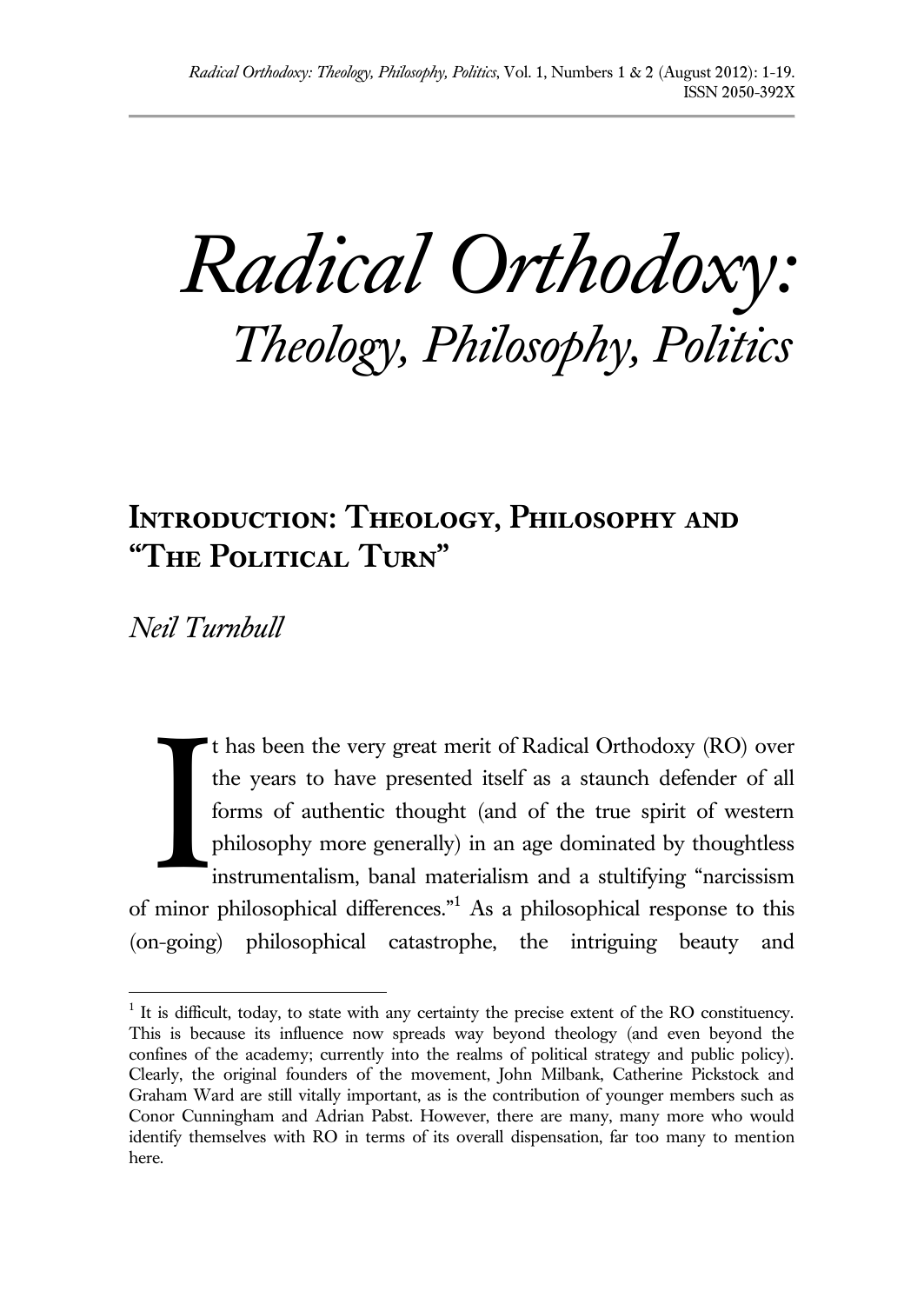# Radical Orthodoxy: *Theology, Philosophy, Politics*

## Introduction: Theology, Philosophy and "The Political Turn"

*Neil Turnbull*

It has been the very great merit of Radical Orthodoxy (RO) over the years to have presented itself as a staunch defender of all forms of authentic thought (and of the true spirit of western philosophy more generally) in an age dominated by thoughtless instrumentalism, banal materialism and a stultifying "narcissism of minor philosophical differences."[1] As a philosophical response to this (on-going) philosophical catastrophe, the intriguing beauty and

[1] It is difficult, today, to state with any certainty the precise extent of the RO constituency. This is because its influence now spreads way beyond theology (and even beyond the confines of the academy; currently into the realms of political strategy and public policy). Clearly, the original founders of the movement, John Milbank, Catherine Pickstock and Graham Ward are still vitally important, as is the contribution of younger members such as Conor Cunningham and Adrian Pabst. However, there are many, many more who would identify themselves with RO in terms of its overall dispensation, far too many to mention here.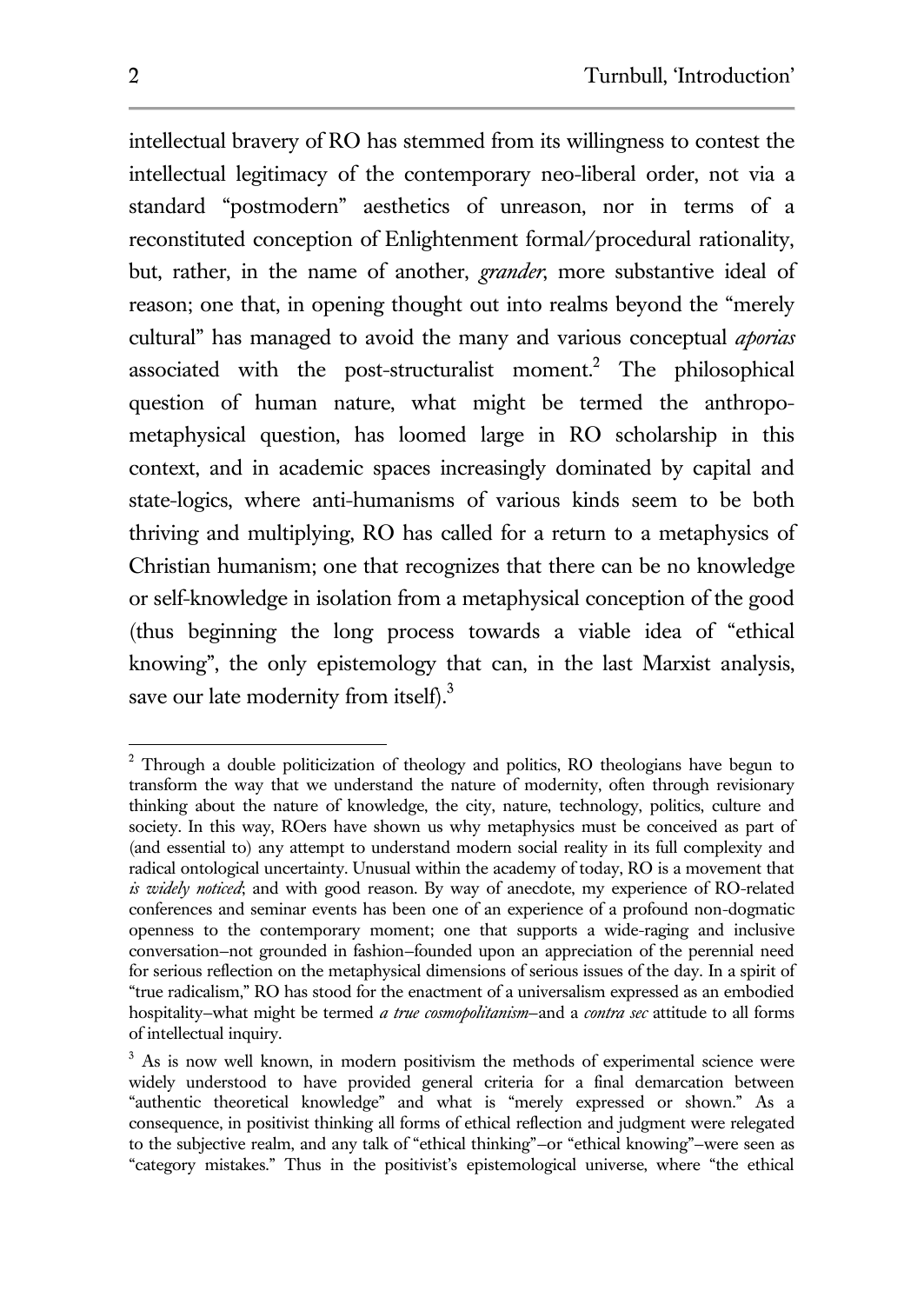intellectual bravery of RO has stemmed from its willingness to contest the intellectual legitimacy of the contemporary neo-liberal order, not via a standard "postmodern" aesthetics of unreason, nor in terms of a reconstituted conception of Enlightenment formal/procedural rationality, but, rather, in the name of another, *grander*, more substantive ideal of reason; one that, in opening thought out into realms beyond the "merely cultural" has managed to avoid the many and various conceptual *aporias* associated with the post-structuralist moment.[2] The philosophical question of human nature, what might be termed the anthropo-metaphysical question, has loomed large in RO scholarship in this context, and in academic spaces increasingly dominated by capital and state-logics, where anti-humanisms of various kinds seem to be both thriving and multiplying, RO has called for a return to a metaphysics of Christian humanism; one that recognizes that there can be no knowledge or self-knowledge in isolation from a metaphysical conception of the good (thus beginning the long process towards a viable idea of "ethical knowing", the only epistemology that can, in the last Marxist analysis, save our late modernity from itself).[3]

---

[2] Through a double politicization of theology and politics, RO theologians have begun to transform the way that we understand the nature of modernity, often through revisionary thinking about the nature of knowledge, the city, nature, technology, politics, culture and society. In this way, ROers have shown us why metaphysics must be conceived as part of (and essential to) any attempt to understand modern social reality in its full complexity and radical ontological uncertainty. Unusual within the academy of today, RO is a movement that *is widely noticed*; and with good reason. By way of anecdote, my experience of RO-related conferences and seminar events has been one of an experience of a profound non-dogmatic openness to the contemporary moment; one that supports a wide-raging and inclusive conversation—not grounded in fashion—founded upon an appreciation of the perennial need for serious reflection on the metaphysical dimensions of serious issues of the day. In a spirit of "true radicalism," RO has stood for the enactment of a universalism expressed as an embodied hospitality—what might be termed *a true cosmopolitanism*—and a *contra sec* attitude to all forms of intellectual inquiry.

[3] As is now well known, in modern positivism the methods of experimental science were widely understood to have provided general criteria for a final demarcation between "authentic theoretical knowledge" and what is "merely expressed or shown." As a consequence, in positivist thinking all forms of ethical reflection and judgment were relegated to the subjective realm, and any talk of "ethical thinking"—or "ethical knowing"—were seen as "category mistakes." Thus in the positivist's epistemological universe, where "the ethical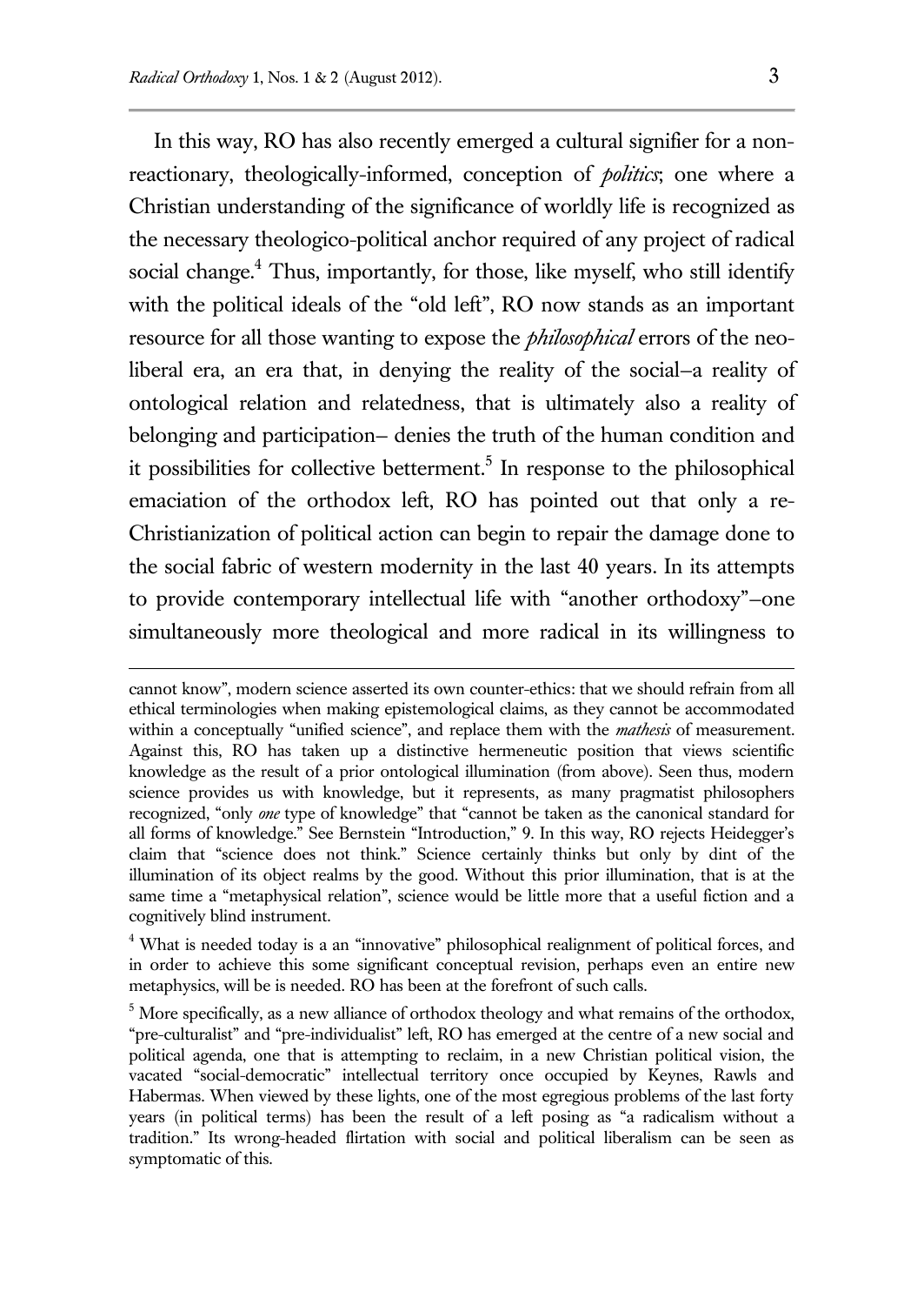In this way, RO has also recently emerged a cultural signifier for a non-reactionary, theologically-informed, conception of *politics*; one where a Christian understanding of the significance of worldly life is recognized as the necessary theologico-political anchor required of any project of radical social change.[4] Thus, importantly, for those, like myself, who still identify with the political ideals of the "old left", RO now stands as an important resource for all those wanting to expose the *philosophical* errors of the neo-liberal era, an era that, in denying the reality of the social–a reality of ontological relation and relatedness, that is ultimately also a reality of belonging and participation– denies the truth of the human condition and it possibilities for collective betterment.[5] In response to the philosophical emaciation of the orthodox left, RO has pointed out that only a re-Christianization of political action can begin to repair the damage done to the social fabric of western modernity in the last 40 years. In its attempts to provide contemporary intellectual life with "another orthodoxy"–one simultaneously more theological and more radical in its willingness to

---

cannot know", modern science asserted its own counter-ethics: that we should refrain from all ethical terminologies when making epistemological claims, as they cannot be accommodated within a conceptually "unified science", and replace them with the *mathesis* of measurement. Against this, RO has taken up a distinctive hermeneutic position that views scientific knowledge as the result of a prior ontological illumination (from above). Seen thus, modern science provides us with knowledge, but it represents, as many pragmatist philosophers recognized, "only *one* type of knowledge" that "cannot be taken as the canonical standard for all forms of knowledge." See Bernstein "Introduction," 9. In this way, RO rejects Heidegger's claim that "science does not think." Science certainly thinks but only by dint of the illumination of its object realms by the good. Without this prior illumination, that is at the same time a "metaphysical relation", science would be little more that a useful fiction and a cognitively blind instrument.

[4] What is needed today is a an "innovative" philosophical realignment of political forces, and in order to achieve this some significant conceptual revision, perhaps even an entire new metaphysics, will be is needed. RO has been at the forefront of such calls.

[5] More specifically, as a new alliance of orthodox theology and what remains of the orthodox, "pre-culturalist" and "pre-individualist" left, RO has emerged at the centre of a new social and political agenda, one that is attempting to reclaim, in a new Christian political vision, the vacated "social-democratic" intellectual territory once occupied by Keynes, Rawls and Habermas. When viewed by these lights, one of the most egregious problems of the last forty years (in political terms) has been the result of a left posing as "a radicalism without a tradition." Its wrong-headed flirtation with social and political liberalism can be seen as symptomatic of this.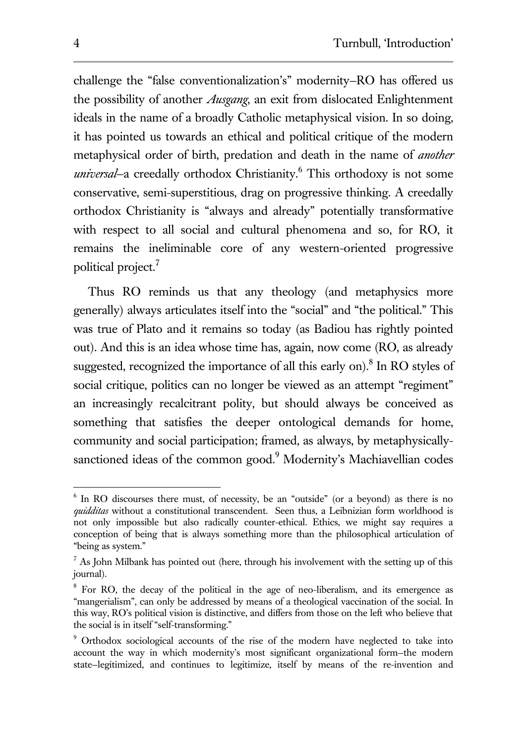challenge the "false conventionalization's" modernity–RO has offered us the possibility of another *Ausgang*, an exit from dislocated Enlightenment ideals in the name of a broadly Catholic metaphysical vision. In so doing, it has pointed us towards an ethical and political critique of the modern metaphysical order of birth, predation and death in the name of *another universal*–a creedally orthodox Christianity.[6] This orthodoxy is not some conservative, semi-superstitious, drag on progressive thinking. A creedally orthodox Christianity is "always and already" potentially transformative with respect to all social and cultural phenomena and so, for RO, it remains the ineliminable core of any western-oriented progressive political project.[7]

Thus RO reminds us that any theology (and metaphysics more generally) always articulates itself into the "social" and "the political." This was true of Plato and it remains so today (as Badiou has rightly pointed out). And this is an idea whose time has, again, now come (RO, as already suggested, recognized the importance of all this early on).[8] In RO styles of social critique, politics can no longer be viewed as an attempt "regiment" an increasingly recalcitrant polity, but should always be conceived as something that satisfies the deeper ontological demands for home, community and social participation; framed, as always, by metaphysically-sanctioned ideas of the common good.[9] Modernity's Machiavellian codes

---

[6] In RO discourses there must, of necessity, be an "outside" (or a beyond) as there is no *quidditas* without a constitutional transcendent. Seen thus, a Leibnizian form worldhood is not only impossible but also radically counter-ethical. Ethics, we might say requires a conception of being that is always something more than the philosophical articulation of "being as system."

[7] As John Milbank has pointed out (here, through his involvement with the setting up of this journal).

[8] For RO, the decay of the political in the age of neo-liberalism, and its emergence as "mangerialism", can only be addressed by means of a theological vaccination of the social. In this way, RO's political vision is distinctive, and differs from those on the left who believe that the social is in itself "self-transforming."

[9] Orthodox sociological accounts of the rise of the modern have neglected to take into account the way in which modernity's most significant organizational form–the modern state–legitimized, and continues to legitimize, itself by means of the re-invention and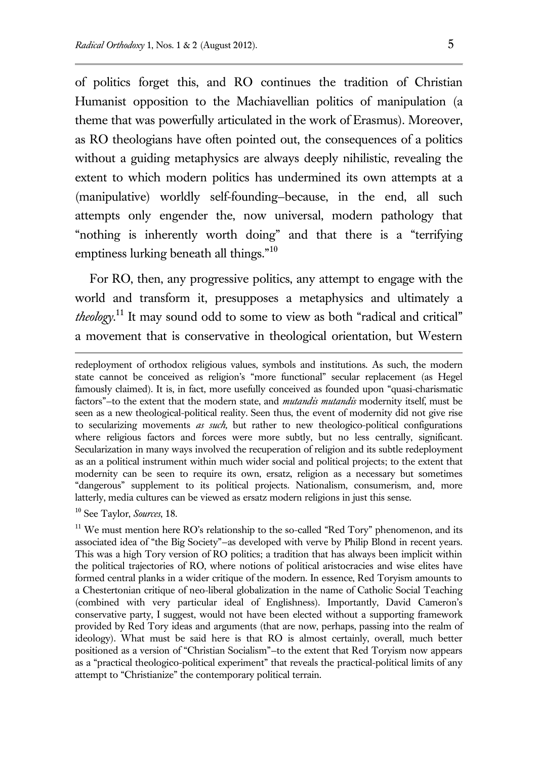of politics forget this, and RO continues the tradition of Christian Humanist opposition to the Machiavellian politics of manipulation (a theme that was powerfully articulated in the work of Erasmus). Moreover, as RO theologians have often pointed out, the consequences of a politics without a guiding metaphysics are always deeply nihilistic, revealing the extent to which modern politics has undermined its own attempts at a (manipulative) worldly self-founding—because, in the end, all such attempts only engender the, now universal, modern pathology that "nothing is inherently worth doing" and that there is a "terrifying emptiness lurking beneath all things."[10]

For RO, then, any progressive politics, any attempt to engage with the world and transform it, presupposes a metaphysics and ultimately a *theology*.[11] It may sound odd to some to view as both "radical and critical" a movement that is conservative in theological orientation, but Western

---

redeployment of orthodox religious values, symbols and institutions. As such, the modern state cannot be conceived as religion's "more functional" secular replacement (as Hegel famously claimed). It is, in fact, more usefully conceived as founded upon "quasi-charismatic factors"—to the extent that the modern state, and *mutandis mutandis* modernity itself, must be seen as a new theological-political reality. Seen thus, the event of modernity did not give rise to secularizing movements *as such,* but rather to new theologico-political configurations where religious factors and forces were more subtly, but no less centrally, significant. Secularization in many ways involved the recuperation of religion and its subtle redeployment as an a political instrument within much wider social and political projects; to the extent that modernity can be seen to require its own, ersatz, religion as a necessary but sometimes "dangerous" supplement to its political projects. Nationalism, consumerism, and, more latterly, media cultures can be viewed as ersatz modern religions in just this sense.

[10] See Taylor, *Sources*, 18.

[11] We must mention here RO's relationship to the so-called "Red Tory" phenomenon, and its associated idea of "the Big Society"—as developed with verve by Philip Blond in recent years. This was a high Tory version of RO politics; a tradition that has always been implicit within the political trajectories of RO, where notions of political aristocracies and wise elites have formed central planks in a wider critique of the modern. In essence, Red Toryism amounts to a Chestertonian critique of neo-liberal globalization in the name of Catholic Social Teaching (combined with very particular ideal of Englishness). Importantly, David Cameron's conservative party, I suggest, would not have been elected without a supporting framework provided by Red Tory ideas and arguments (that are now, perhaps, passing into the realm of ideology). What must be said here is that RO is almost certainly, overall, much better positioned as a version of "Christian Socialism"—to the extent that Red Toryism now appears as a "practical theologico-political experiment" that reveals the practical-political limits of any attempt to "Christianize" the contemporary political terrain.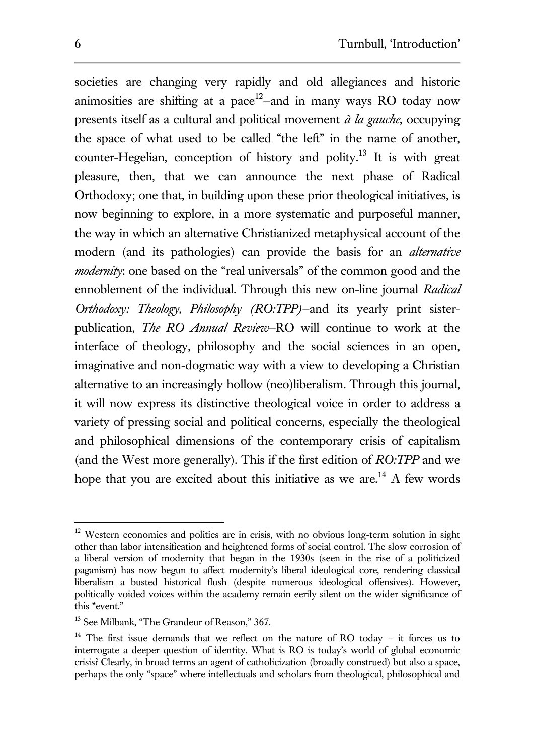societies are changing very rapidly and old allegiances and historic animosities are shifting at a pace[12]–and in many ways RO today now presents itself as a cultural and political movement *à la gauche*, occupying the space of what used to be called "the left" in the name of another, counter-Hegelian, conception of history and polity.[13] It is with great pleasure, then, that we can announce the next phase of Radical Orthodoxy; one that, in building upon these prior theological initiatives, is now beginning to explore, in a more systematic and purposeful manner, the way in which an alternative Christianized metaphysical account of the modern (and its pathologies) can provide the basis for an *alternative modernity*: one based on the "real universals" of the common good and the ennoblement of the individual. Through this new on-line journal *Radical Orthodoxy: Theology, Philosophy (RO:TPP)*–and its yearly print sister-publication, *The RO Annual Review*–RO will continue to work at the interface of theology, philosophy and the social sciences in an open, imaginative and non-dogmatic way with a view to developing a Christian alternative to an increasingly hollow (neo)liberalism. Through this journal, it will now express its distinctive theological voice in order to address a variety of pressing social and political concerns, especially the theological and philosophical dimensions of the contemporary crisis of capitalism (and the West more generally). This if the first edition of *RO:TPP* and we hope that you are excited about this initiative as we are.[14] A few words

---

[12] Western economies and polities are in crisis, with no obvious long-term solution in sight other than labor intensification and heightened forms of social control. The slow corrosion of a liberal version of modernity that began in the 1930s (seen in the rise of a politicized paganism) has now begun to affect modernity's liberal ideological core, rendering classical liberalism a busted historical flush (despite numerous ideological offensives). However, politically voided voices within the academy remain eerily silent on the wider significance of this "event."

[13] See Milbank, "The Grandeur of Reason," 367.

[14] The first issue demands that we reflect on the nature of RO today – it forces us to interrogate a deeper question of identity. What is RO is today's world of global economic crisis? Clearly, in broad terms an agent of catholicization (broadly construed) but also a space, perhaps the only "space" where intellectuals and scholars from theological, philosophical and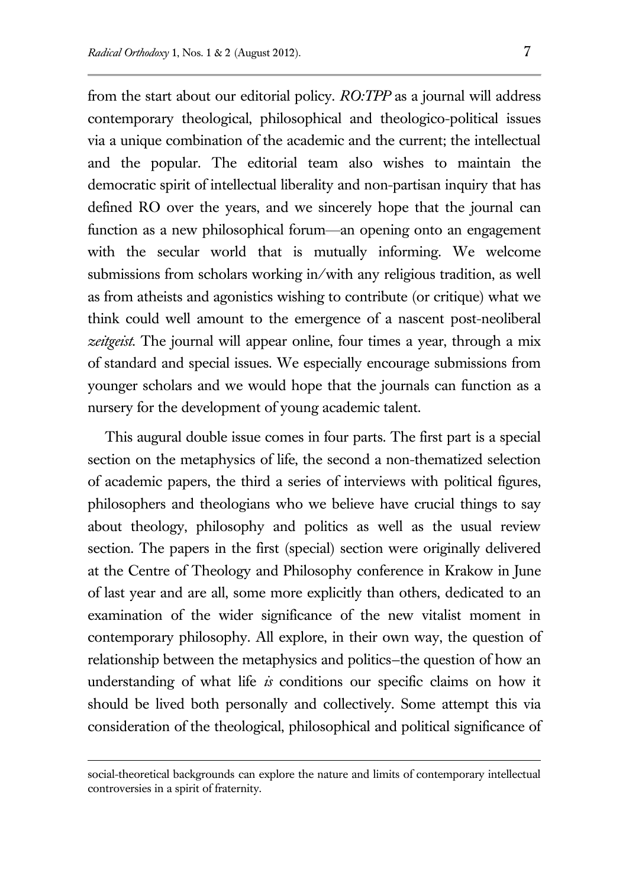from the start about our editorial policy. *RO:TPP* as a journal will address contemporary theological, philosophical and theologico-political issues via a unique combination of the academic and the current; the intellectual and the popular. The editorial team also wishes to maintain the democratic spirit of intellectual liberality and non-partisan inquiry that has defined RO over the years, and we sincerely hope that the journal can function as a new philosophical forum—an opening onto an engagement with the secular world that is mutually informing. We welcome submissions from scholars working in/with any religious tradition, as well as from atheists and agonistics wishing to contribute (or critique) what we think could well amount to the emergence of a nascent post-neoliberal *zeitgeist*. The journal will appear online, four times a year, through a mix of standard and special issues. We especially encourage submissions from younger scholars and we would hope that the journals can function as a nursery for the development of young academic talent.

This augural double issue comes in four parts. The first part is a special section on the metaphysics of life, the second a non-thematized selection of academic papers, the third a series of interviews with political figures, philosophers and theologians who we believe have crucial things to say about theology, philosophy and politics as well as the usual review section. The papers in the first (special) section were originally delivered at the Centre of Theology and Philosophy conference in Krakow in June of last year and are all, some more explicitly than others, dedicated to an examination of the wider significance of the new vitalist moment in contemporary philosophy. All explore, in their own way, the question of relationship between the metaphysics and politics–the question of how an understanding of what life *is* conditions our specific claims on how it should be lived both personally and collectively. Some attempt this via consideration of the theological, philosophical and political significance of

social-theoretical backgrounds can explore the nature and limits of contemporary intellectual controversies in a spirit of fraternity.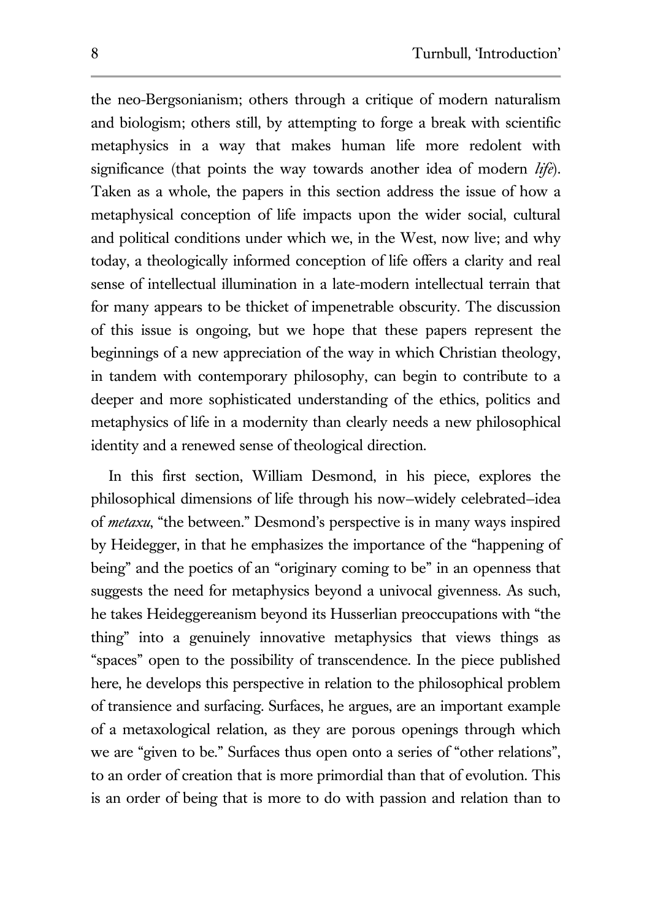the neo-Bergsonianism; others through a critique of modern naturalism and biologism; others still, by attempting to forge a break with scientific metaphysics in a way that makes human life more redolent with significance (that points the way towards another idea of modern *life*). Taken as a whole, the papers in this section address the issue of how a metaphysical conception of life impacts upon the wider social, cultural and political conditions under which we, in the West, now live; and why today, a theologically informed conception of life offers a clarity and real sense of intellectual illumination in a late-modern intellectual terrain that for many appears to be thicket of impenetrable obscurity. The discussion of this issue is ongoing, but we hope that these papers represent the beginnings of a new appreciation of the way in which Christian theology, in tandem with contemporary philosophy, can begin to contribute to a deeper and more sophisticated understanding of the ethics, politics and metaphysics of life in a modernity than clearly needs a new philosophical identity and a renewed sense of theological direction.

In this first section, William Desmond, in his piece, explores the philosophical dimensions of life through his now–widely celebrated–idea of *metaxu*, "the between." Desmond's perspective is in many ways inspired by Heidegger, in that he emphasizes the importance of the "happening of being" and the poetics of an "originary coming to be" in an openness that suggests the need for metaphysics beyond a univocal givenness. As such, he takes Heideggereanism beyond its Husserlian preoccupations with "the thing" into a genuinely innovative metaphysics that views things as "spaces" open to the possibility of transcendence. In the piece published here, he develops this perspective in relation to the philosophical problem of transience and surfacing. Surfaces, he argues, are an important example of a metaxological relation, as they are porous openings through which we are "given to be." Surfaces thus open onto a series of "other relations", to an order of creation that is more primordial than that of evolution. This is an order of being that is more to do with passion and relation than to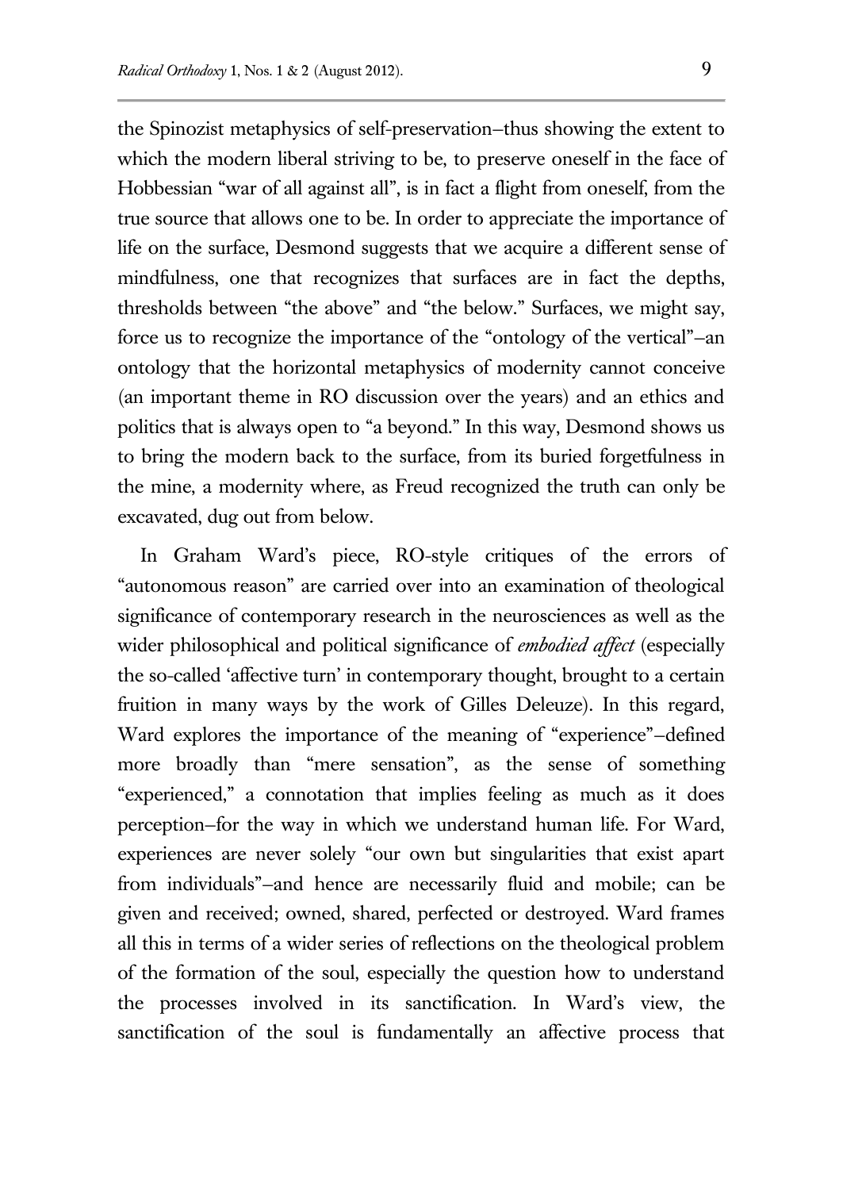the Spinozist metaphysics of self-preservation—thus showing the extent to which the modern liberal striving to be, to preserve oneself in the face of Hobbessian "war of all against all", is in fact a flight from oneself, from the true source that allows one to be. In order to appreciate the importance of life on the surface, Desmond suggests that we acquire a different sense of mindfulness, one that recognizes that surfaces are in fact the depths, thresholds between "the above" and "the below." Surfaces, we might say, force us to recognize the importance of the "ontology of the vertical"—an ontology that the horizontal metaphysics of modernity cannot conceive (an important theme in RO discussion over the years) and an ethics and politics that is always open to "a beyond." In this way, Desmond shows us to bring the modern back to the surface, from its buried forgetfulness in the mine, a modernity where, as Freud recognized the truth can only be excavated, dug out from below.

In Graham Ward's piece, RO-style critiques of the errors of "autonomous reason" are carried over into an examination of theological significance of contemporary research in the neurosciences as well as the wider philosophical and political significance of *embodied affect* (especially the so-called 'affective turn' in contemporary thought, brought to a certain fruition in many ways by the work of Gilles Deleuze). In this regard, Ward explores the importance of the meaning of "experience"—defined more broadly than "mere sensation", as the sense of something "experienced," a connotation that implies feeling as much as it does perception—for the way in which we understand human life. For Ward, experiences are never solely "our own but singularities that exist apart from individuals"—and hence are necessarily fluid and mobile; can be given and received; owned, shared, perfected or destroyed. Ward frames all this in terms of a wider series of reflections on the theological problem of the formation of the soul, especially the question how to understand the processes involved in its sanctification. In Ward's view, the sanctification of the soul is fundamentally an affective process that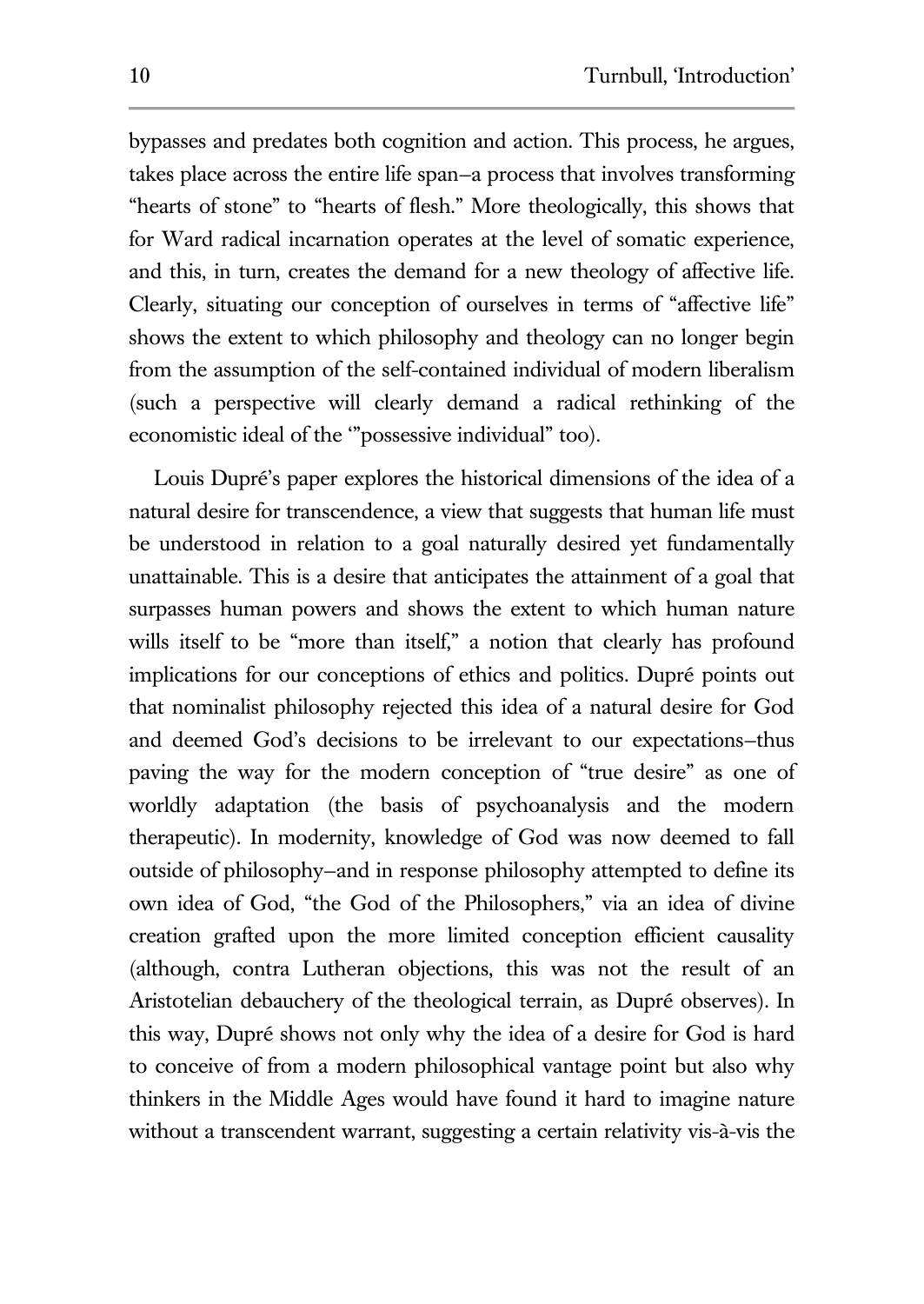bypasses and predates both cognition and action. This process, he argues, takes place across the entire life span—a process that involves transforming "hearts of stone" to "hearts of flesh." More theologically, this shows that for Ward radical incarnation operates at the level of somatic experience, and this, in turn, creates the demand for a new theology of affective life. Clearly, situating our conception of ourselves in terms of "affective life" shows the extent to which philosophy and theology can no longer begin from the assumption of the self-contained individual of modern liberalism (such a perspective will clearly demand a radical rethinking of the economistic ideal of the '"possessive individual" too).

Louis Dupré's paper explores the historical dimensions of the idea of a natural desire for transcendence, a view that suggests that human life must be understood in relation to a goal naturally desired yet fundamentally unattainable. This is a desire that anticipates the attainment of a goal that surpasses human powers and shows the extent to which human nature wills itself to be "more than itself," a notion that clearly has profound implications for our conceptions of ethics and politics. Dupré points out that nominalist philosophy rejected this idea of a natural desire for God and deemed God's decisions to be irrelevant to our expectations—thus paving the way for the modern conception of "true desire" as one of worldly adaptation (the basis of psychoanalysis and the modern therapeutic). In modernity, knowledge of God was now deemed to fall outside of philosophy—and in response philosophy attempted to define its own idea of God, "the God of the Philosophers," via an idea of divine creation grafted upon the more limited conception efficient causality (although, contra Lutheran objections, this was not the result of an Aristotelian debauchery of the theological terrain, as Dupré observes). In this way, Dupré shows not only why the idea of a desire for God is hard to conceive of from a modern philosophical vantage point but also why thinkers in the Middle Ages would have found it hard to imagine nature without a transcendent warrant, suggesting a certain relativity vis-à-vis the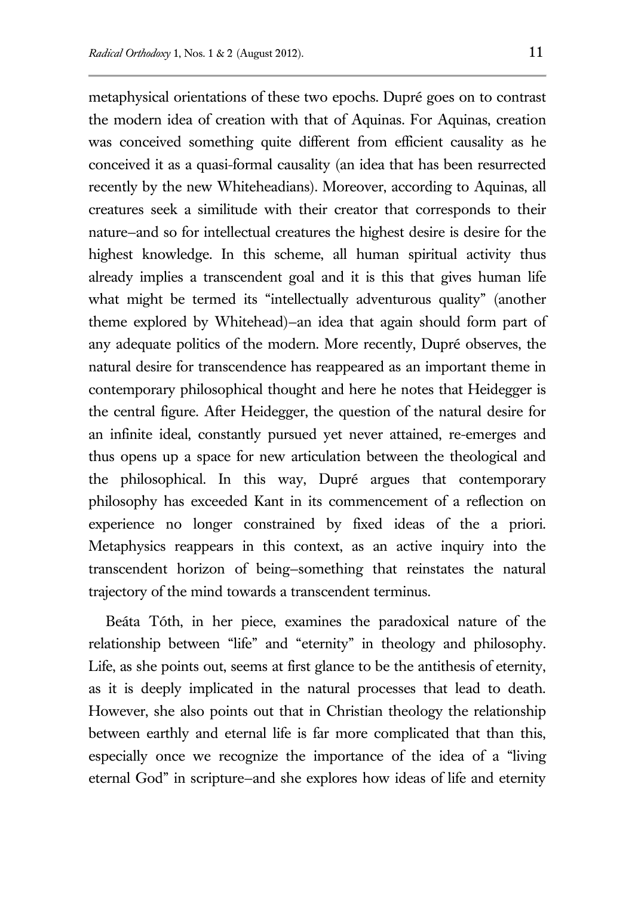metaphysical orientations of these two epochs. Dupré goes on to contrast the modern idea of creation with that of Aquinas. For Aquinas, creation was conceived something quite different from efficient causality as he conceived it as a quasi-formal causality (an idea that has been resurrected recently by the new Whiteheadians). Moreover, according to Aquinas, all creatures seek a similitude with their creator that corresponds to their nature–and so for intellectual creatures the highest desire is desire for the highest knowledge. In this scheme, all human spiritual activity thus already implies a transcendent goal and it is this that gives human life what might be termed its "intellectually adventurous quality" (another theme explored by Whitehead)–an idea that again should form part of any adequate politics of the modern. More recently, Dupré observes, the natural desire for transcendence has reappeared as an important theme in contemporary philosophical thought and here he notes that Heidegger is the central figure. After Heidegger, the question of the natural desire for an infinite ideal, constantly pursued yet never attained, re-emerges and thus opens up a space for new articulation between the theological and the philosophical. In this way, Dupré argues that contemporary philosophy has exceeded Kant in its commencement of a reflection on experience no longer constrained by fixed ideas of the a priori. Metaphysics reappears in this context, as an active inquiry into the transcendent horizon of being–something that reinstates the natural trajectory of the mind towards a transcendent terminus.

Beáta Tóth, in her piece, examines the paradoxical nature of the relationship between "life" and "eternity" in theology and philosophy. Life, as she points out, seems at first glance to be the antithesis of eternity, as it is deeply implicated in the natural processes that lead to death. However, she also points out that in Christian theology the relationship between earthly and eternal life is far more complicated that than this, especially once we recognize the importance of the idea of a "living eternal God" in scripture–and she explores how ideas of life and eternity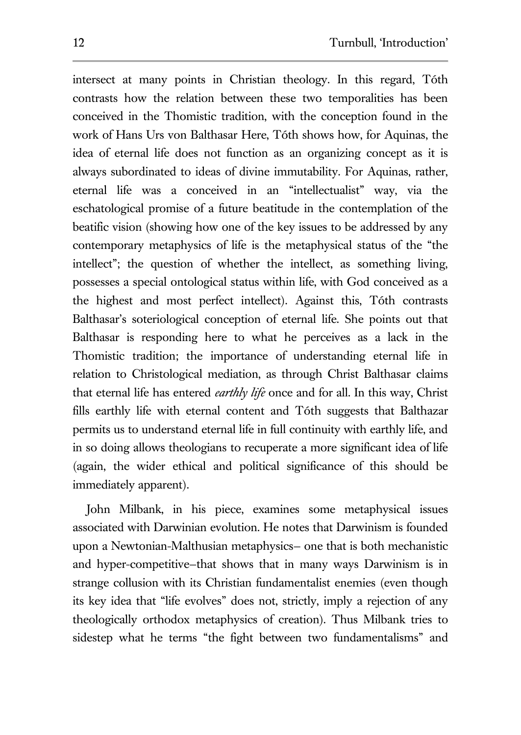intersect at many points in Christian theology. In this regard, Tóth contrasts how the relation between these two temporalities has been conceived in the Thomistic tradition, with the conception found in the work of Hans Urs von Balthasar Here, Tóth shows how, for Aquinas, the idea of eternal life does not function as an organizing concept as it is always subordinated to ideas of divine immutability. For Aquinas, rather, eternal life was a conceived in an "intellectualist" way, via the eschatological promise of a future beatitude in the contemplation of the beatific vision (showing how one of the key issues to be addressed by any contemporary metaphysics of life is the metaphysical status of the "the intellect"; the question of whether the intellect, as something living, possesses a special ontological status within life, with God conceived as a the highest and most perfect intellect). Against this, Tóth contrasts Balthasar's soteriological conception of eternal life. She points out that Balthasar is responding here to what he perceives as a lack in the Thomistic tradition; the importance of understanding eternal life in relation to Christological mediation, as through Christ Balthasar claims that eternal life has entered *earthly life* once and for all. In this way, Christ fills earthly life with eternal content and Tóth suggests that Balthazar permits us to understand eternal life in full continuity with earthly life, and in so doing allows theologians to recuperate a more significant idea of life (again, the wider ethical and political significance of this should be immediately apparent).

John Milbank, in his piece, examines some metaphysical issues associated with Darwinian evolution. He notes that Darwinism is founded upon a Newtonian-Malthusian metaphysics– one that is both mechanistic and hyper-competitive–that shows that in many ways Darwinism is in strange collusion with its Christian fundamentalist enemies (even though its key idea that "life evolves" does not, strictly, imply a rejection of any theologically orthodox metaphysics of creation). Thus Milbank tries to sidestep what he terms "the fight between two fundamentalisms" and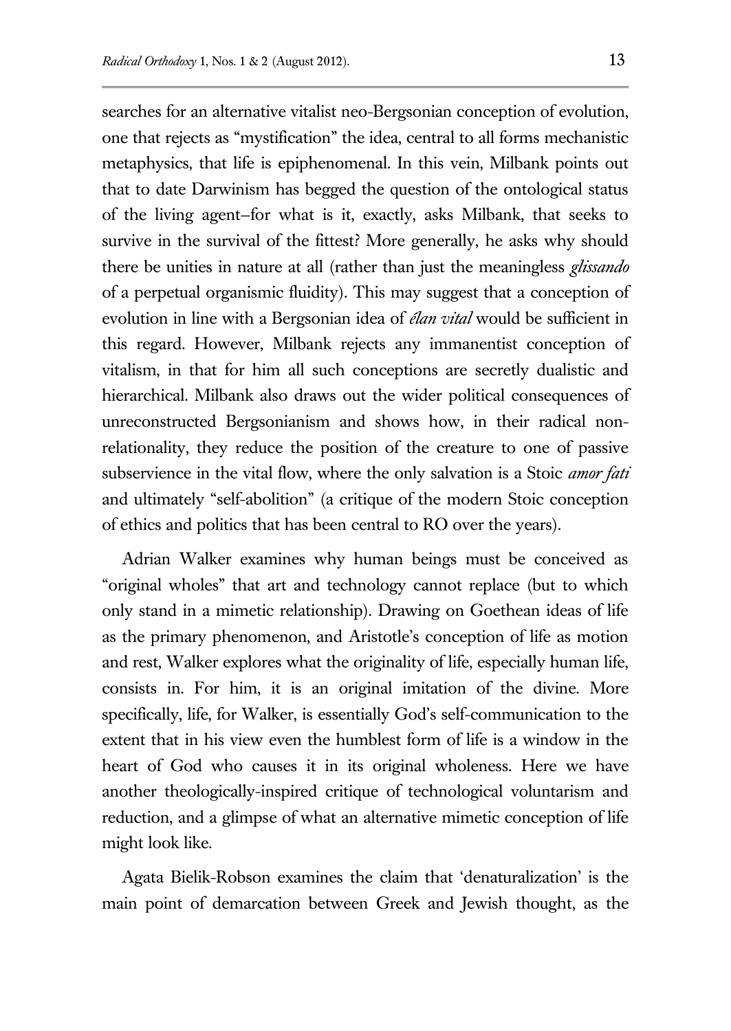searches for an alternative vitalist neo-Bergsonian conception of evolution, one that rejects as "mystification" the idea, central to all forms mechanistic metaphysics, that life is epiphenomenal. In this vein, Milbank points out that to date Darwinism has begged the question of the ontological status of the living agent–for what is it, exactly, asks Milbank, that seeks to survive in the survival of the fittest? More generally, he asks why should there be unities in nature at all (rather than just the meaningless *glissando* of a perpetual organismic fluidity). This may suggest that a conception of evolution in line with a Bergsonian idea of *élan vital* would be sufficient in this regard. However, Milbank rejects any immanentist conception of vitalism, in that for him all such conceptions are secretly dualistic and hierarchical. Milbank also draws out the wider political consequences of unreconstructed Bergsonianism and shows how, in their radical non-relationality, they reduce the position of the creature to one of passive subservience in the vital flow, where the only salvation is a Stoic *amor fati* and ultimately "self-abolition" (a critique of the modern Stoic conception of ethics and politics that has been central to RO over the years).

Adrian Walker examines why human beings must be conceived as "original wholes" that art and technology cannot replace (but to which only stand in a mimetic relationship). Drawing on Goethean ideas of life as the primary phenomenon, and Aristotle's conception of life as motion and rest, Walker explores what the originality of life, especially human life, consists in. For him, it is an original imitation of the divine. More specifically, life, for Walker, is essentially God's self-communication to the extent that in his view even the humblest form of life is a window in the heart of God who causes it in its original wholeness. Here we have another theologically-inspired critique of technological voluntarism and reduction, and a glimpse of what an alternative mimetic conception of life might look like.

Agata Bielik-Robson examines the claim that 'denaturalization' is the main point of demarcation between Greek and Jewish thought, as the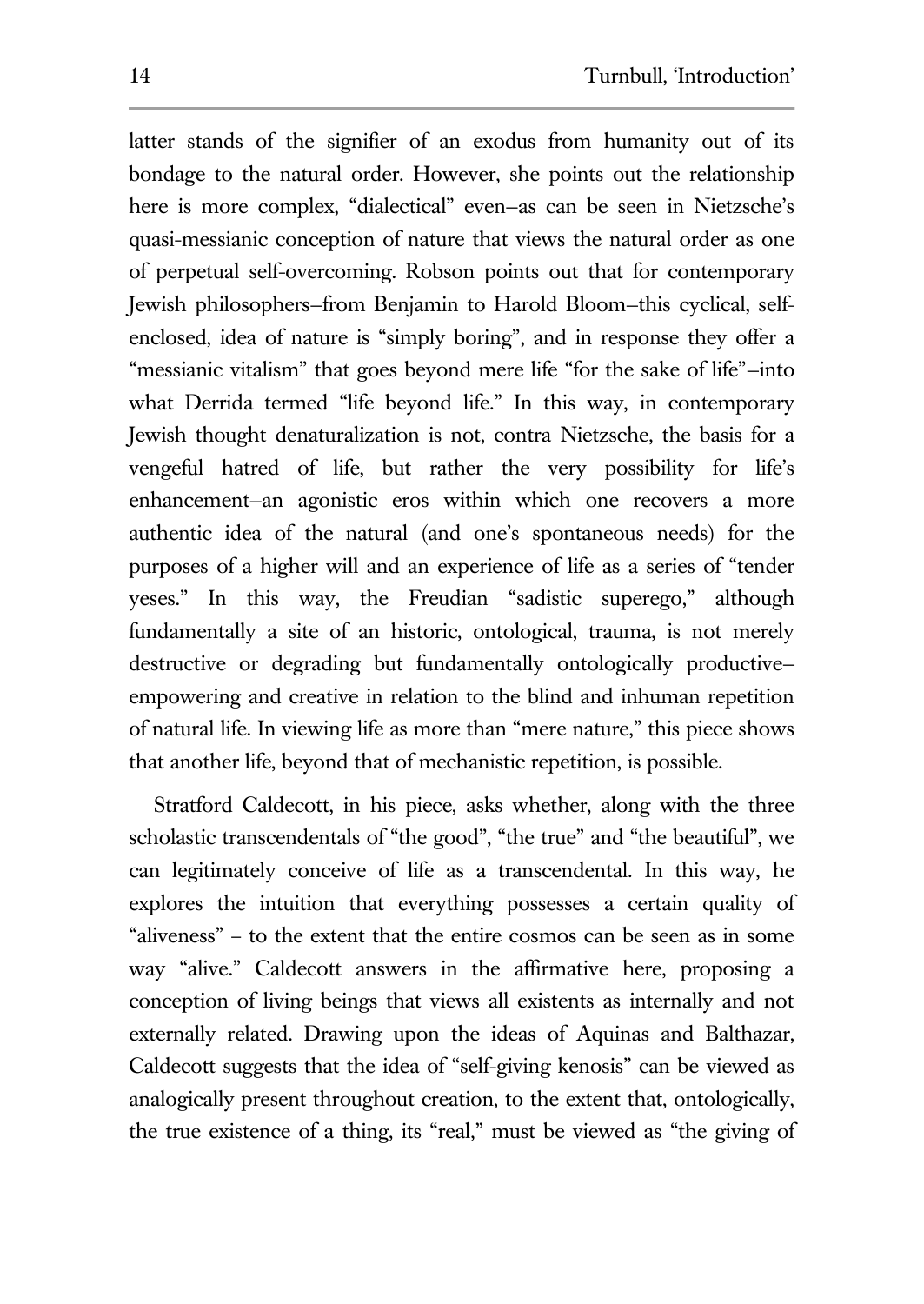latter stands of the signifier of an exodus from humanity out of its bondage to the natural order. However, she points out the relationship here is more complex, "dialectical" even—as can be seen in Nietzsche's quasi-messianic conception of nature that views the natural order as one of perpetual self-overcoming. Robson points out that for contemporary Jewish philosophers—from Benjamin to Harold Bloom—this cyclical, self-enclosed, idea of nature is "simply boring", and in response they offer a "messianic vitalism" that goes beyond mere life "for the sake of life"—into what Derrida termed "life beyond life." In this way, in contemporary Jewish thought denaturalization is not, contra Nietzsche, the basis for a vengeful hatred of life, but rather the very possibility for life's enhancement—an agonistic eros within which one recovers a more authentic idea of the natural (and one's spontaneous needs) for the purposes of a higher will and an experience of life as a series of "tender yeses." In this way, the Freudian "sadistic superego," although fundamentally a site of an historic, ontological, trauma, is not merely destructive or degrading but fundamentally ontologically productive—empowering and creative in relation to the blind and inhuman repetition of natural life. In viewing life as more than "mere nature," this piece shows that another life, beyond that of mechanistic repetition, is possible.

Stratford Caldecott, in his piece, asks whether, along with the three scholastic transcendentals of "the good", "the true" and "the beautiful", we can legitimately conceive of life as a transcendental. In this way, he explores the intuition that everything possesses a certain quality of "aliveness" – to the extent that the entire cosmos can be seen as in some way "alive." Caldecott answers in the affirmative here, proposing a conception of living beings that views all existents as internally and not externally related. Drawing upon the ideas of Aquinas and Balthazar, Caldecott suggests that the idea of "self-giving kenosis" can be viewed as analogically present throughout creation, to the extent that, ontologically, the true existence of a thing, its "real," must be viewed as "the giving of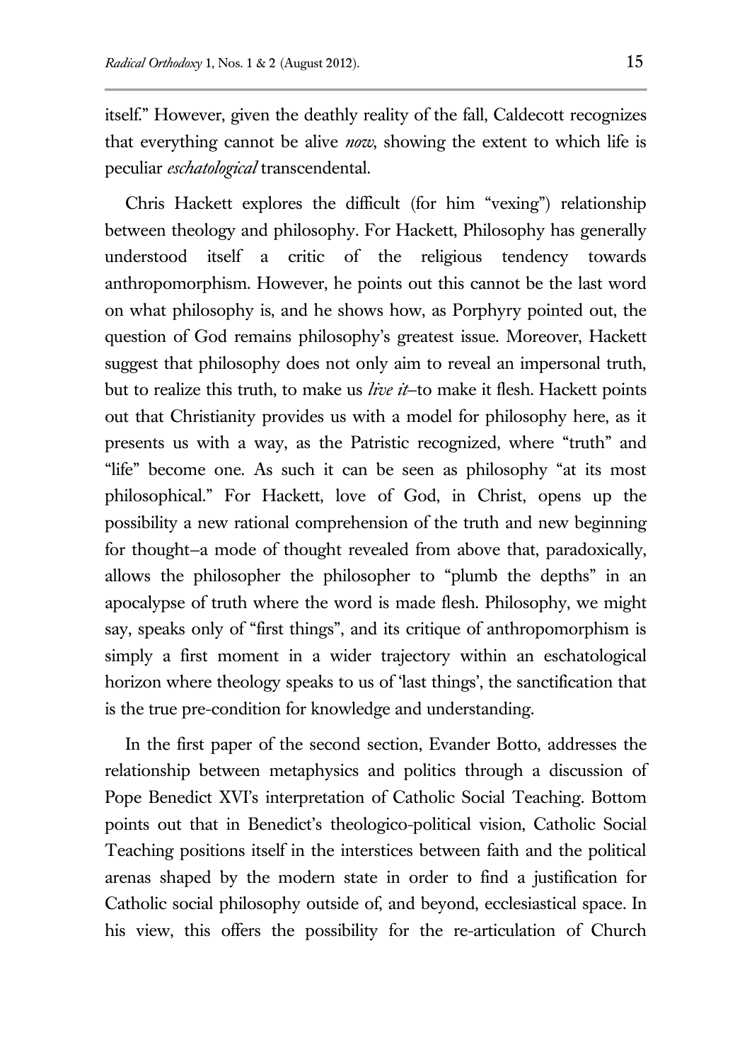itself." However, given the deathly reality of the fall, Caldecott recognizes that everything cannot be alive *now*, showing the extent to which life is peculiar *eschatological* transcendental.

Chris Hackett explores the difficult (for him "vexing") relationship between theology and philosophy. For Hackett, Philosophy has generally understood itself a critic of the religious tendency towards anthropomorphism. However, he points out this cannot be the last word on what philosophy is, and he shows how, as Porphyry pointed out, the question of God remains philosophy's greatest issue. Moreover, Hackett suggest that philosophy does not only aim to reveal an impersonal truth, but to realize this truth, to make us *live it*–to make it flesh. Hackett points out that Christianity provides us with a model for philosophy here, as it presents us with a way, as the Patristic recognized, where "truth" and "life" become one. As such it can be seen as philosophy "at its most philosophical." For Hackett, love of God, in Christ, opens up the possibility a new rational comprehension of the truth and new beginning for thought–a mode of thought revealed from above that, paradoxically, allows the philosopher the philosopher to "plumb the depths" in an apocalypse of truth where the word is made flesh. Philosophy, we might say, speaks only of "first things", and its critique of anthropomorphism is simply a first moment in a wider trajectory within an eschatological horizon where theology speaks to us of 'last things', the sanctification that is the true pre-condition for knowledge and understanding.

In the first paper of the second section, Evander Botto, addresses the relationship between metaphysics and politics through a discussion of Pope Benedict XVI's interpretation of Catholic Social Teaching. Bottom points out that in Benedict's theologico-political vision, Catholic Social Teaching positions itself in the interstices between faith and the political arenas shaped by the modern state in order to find a justification for Catholic social philosophy outside of, and beyond, ecclesiastical space. In his view, this offers the possibility for the re-articulation of Church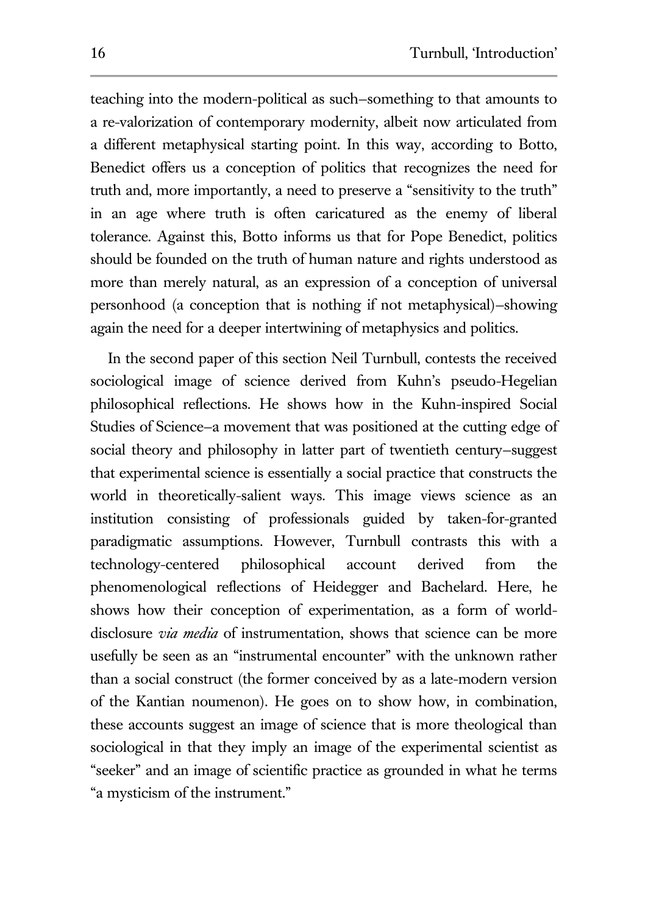teaching into the modern-political as such–something to that amounts to a re-valorization of contemporary modernity, albeit now articulated from a different metaphysical starting point. In this way, according to Botto, Benedict offers us a conception of politics that recognizes the need for truth and, more importantly, a need to preserve a "sensitivity to the truth" in an age where truth is often caricatured as the enemy of liberal tolerance. Against this, Botto informs us that for Pope Benedict, politics should be founded on the truth of human nature and rights understood as more than merely natural, as an expression of a conception of universal personhood (a conception that is nothing if not metaphysical)–showing again the need for a deeper intertwining of metaphysics and politics.

In the second paper of this section Neil Turnbull, contests the received sociological image of science derived from Kuhn's pseudo-Hegelian philosophical reflections. He shows how in the Kuhn-inspired Social Studies of Science–a movement that was positioned at the cutting edge of social theory and philosophy in latter part of twentieth century–suggest that experimental science is essentially a social practice that constructs the world in theoretically-salient ways. This image views science as an institution consisting of professionals guided by taken-for-granted paradigmatic assumptions. However, Turnbull contrasts this with a technology-centered philosophical account derived from the phenomenological reflections of Heidegger and Bachelard. Here, he shows how their conception of experimentation, as a form of world-disclosure *via media* of instrumentation, shows that science can be more usefully be seen as an "instrumental encounter" with the unknown rather than a social construct (the former conceived by as a late-modern version of the Kantian noumenon). He goes on to show how, in combination, these accounts suggest an image of science that is more theological than sociological in that they imply an image of the experimental scientist as "seeker" and an image of scientific practice as grounded in what he terms "a mysticism of the instrument."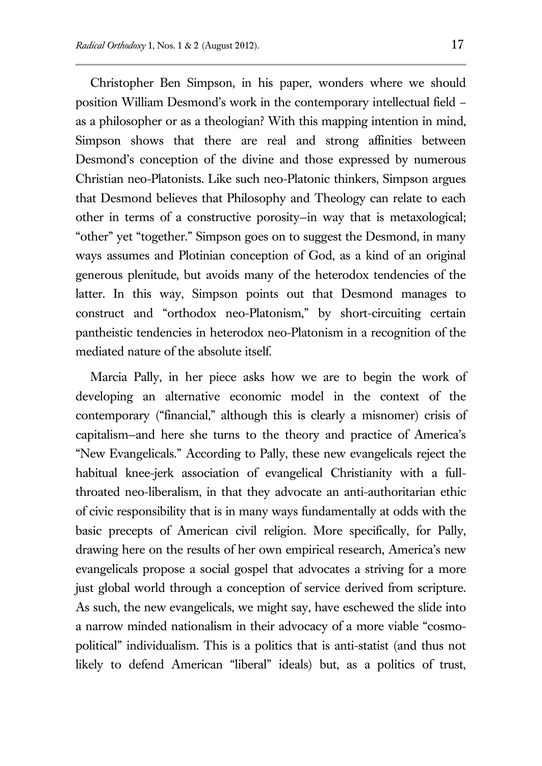Christopher Ben Simpson, in his paper, wonders where we should position William Desmond's work in the contemporary intellectual field – as a philosopher or as a theologian? With this mapping intention in mind, Simpson shows that there are real and strong affinities between Desmond's conception of the divine and those expressed by numerous Christian neo-Platonists. Like such neo-Platonic thinkers, Simpson argues that Desmond believes that Philosophy and Theology can relate to each other in terms of a constructive porosity–in way that is metaxological; "other" yet "together." Simpson goes on to suggest the Desmond, in many ways assumes and Plotinian conception of God, as a kind of an original generous plenitude, but avoids many of the heterodox tendencies of the latter. In this way, Simpson points out that Desmond manages to construct and "orthodox neo-Platonism," by short-circuiting certain pantheistic tendencies in heterodox neo-Platonism in a recognition of the mediated nature of the absolute itself.

Marcia Pally, in her piece asks how we are to begin the work of developing an alternative economic model in the context of the contemporary ("financial," although this is clearly a misnomer) crisis of capitalism–and here she turns to the theory and practice of America's "New Evangelicals." According to Pally, these new evangelicals reject the habitual knee-jerk association of evangelical Christianity with a full-throated neo-liberalism, in that they advocate an anti-authoritarian ethic of civic responsibility that is in many ways fundamentally at odds with the basic precepts of American civil religion. More specifically, for Pally, drawing here on the results of her own empirical research, America's new evangelicals propose a social gospel that advocates a striving for a more just global world through a conception of service derived from scripture. As such, the new evangelicals, we might say, have eschewed the slide into a narrow minded nationalism in their advocacy of a more viable "cosmo-political" individualism. This is a politics that is anti-statist (and thus not likely to defend American "liberal" ideals) but, as a politics of trust,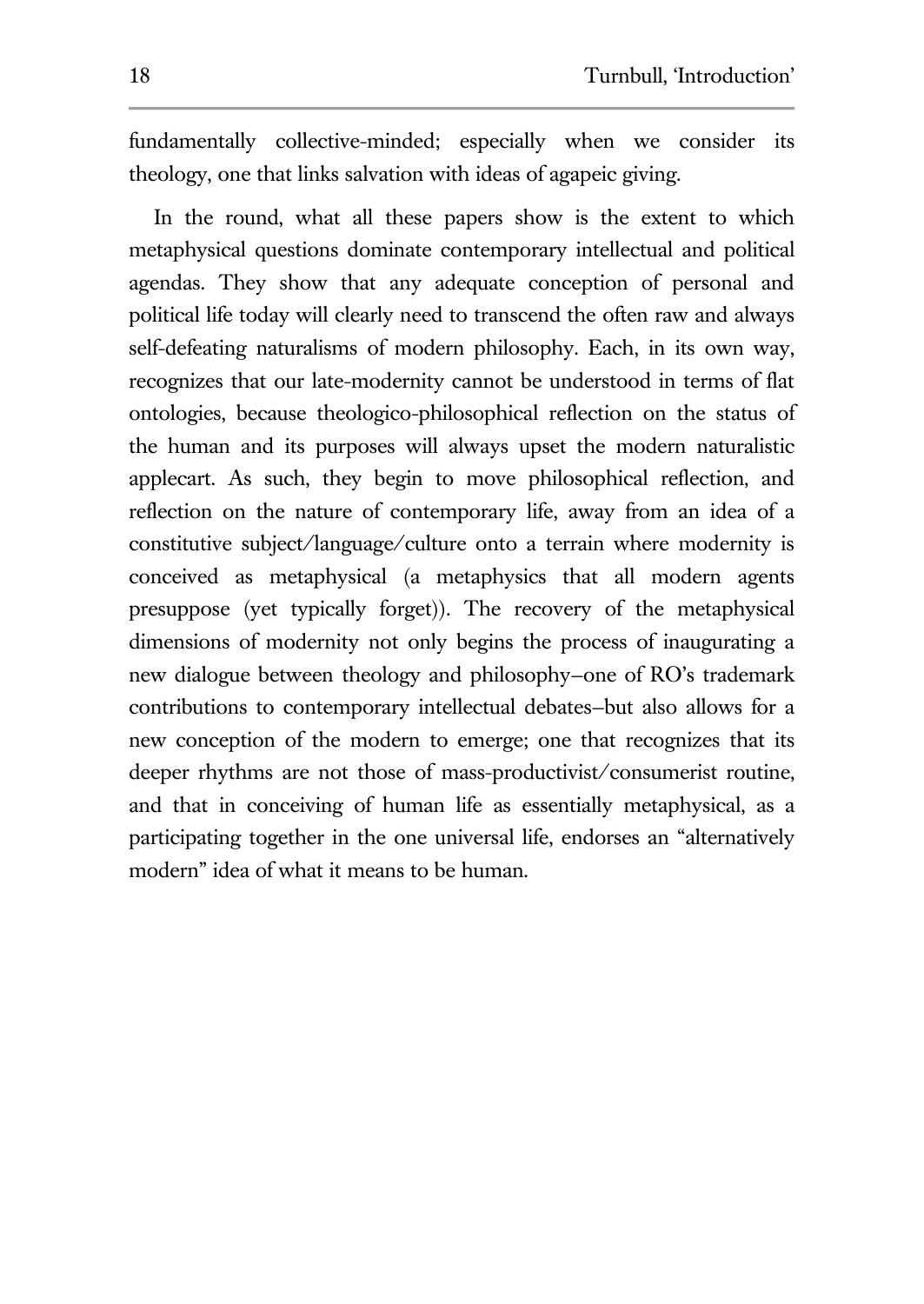fundamentally collective-minded; especially when we consider its theology, one that links salvation with ideas of agapeic giving.

In the round, what all these papers show is the extent to which metaphysical questions dominate contemporary intellectual and political agendas. They show that any adequate conception of personal and political life today will clearly need to transcend the often raw and always self-defeating naturalisms of modern philosophy. Each, in its own way, recognizes that our late-modernity cannot be understood in terms of flat ontologies, because theologico-philosophical reflection on the status of the human and its purposes will always upset the modern naturalistic applecart. As such, they begin to move philosophical reflection, and reflection on the nature of contemporary life, away from an idea of a constitutive subject/language/culture onto a terrain where modernity is conceived as metaphysical (a metaphysics that all modern agents presuppose (yet typically forget)). The recovery of the metaphysical dimensions of modernity not only begins the process of inaugurating a new dialogue between theology and philosophy—one of RO's trademark contributions to contemporary intellectual debates—but also allows for a new conception of the modern to emerge; one that recognizes that its deeper rhythms are not those of mass-productivist/consumerist routine, and that in conceiving of human life as essentially metaphysical, as a participating together in the one universal life, endorses an "alternatively modern" idea of what it means to be human.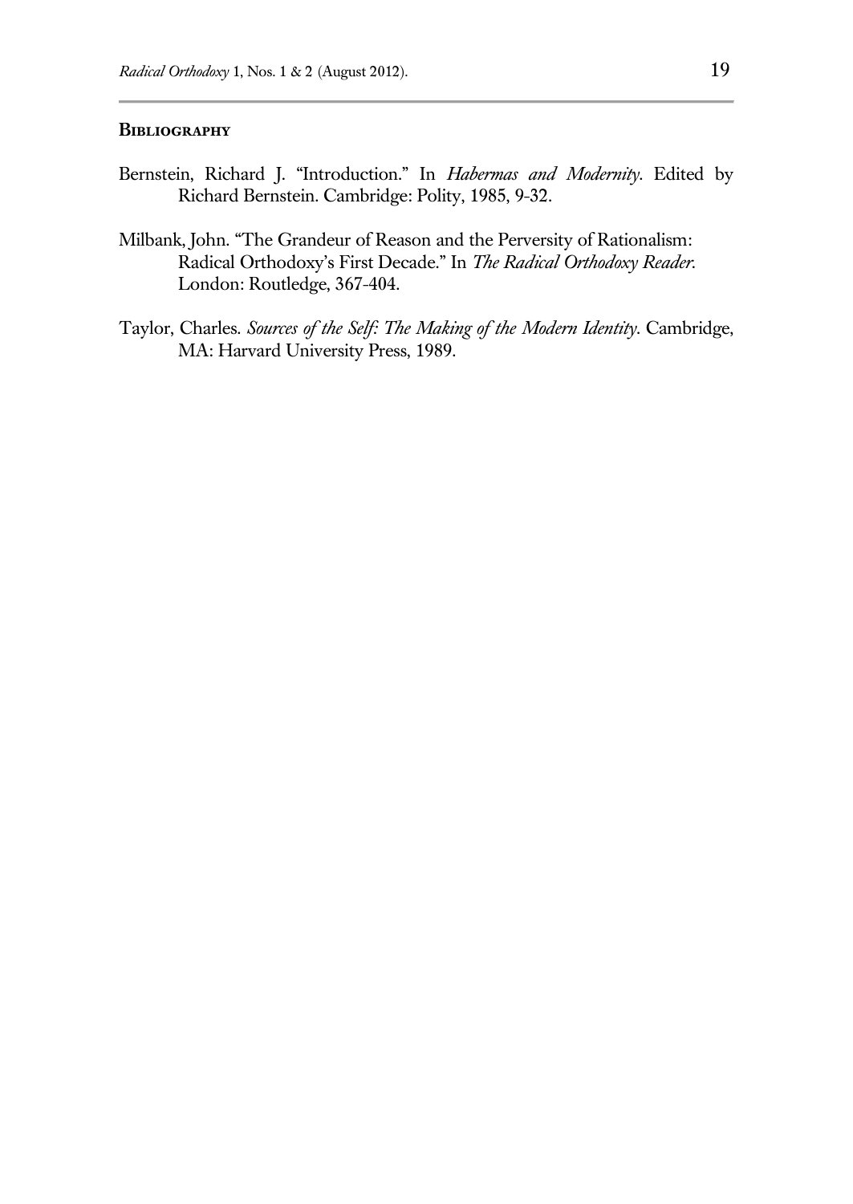## Bibliography

Bernstein, Richard J. "Introduction." In *Habermas and Modernity*. Edited by Richard Bernstein. Cambridge: Polity, 1985, 9-32.

Milbank, John. "The Grandeur of Reason and the Perversity of Rationalism: Radical Orthodoxy's First Decade." In *The Radical Orthodoxy Reader*. London: Routledge, 367-404.

Taylor, Charles. *Sources of the Self: The Making of the Modern Identity*. Cambridge, MA: Harvard University Press, 1989.